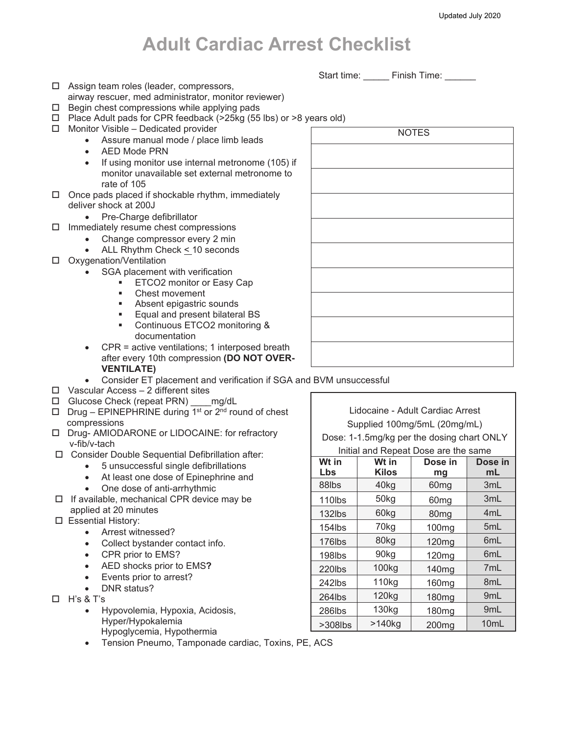Updated July 2020

# Adult Cardiac Arrest Checklist

Start time: _____ Finish Time: ______

- ☐ Assign team roles (leader, compressors, airway rescuer, med administrator, monitor reviewer)
- ☐ Begin chest compressions while applying pads
- ☐ Place Adult pads for CPR feedback (>25kg (55 lbs) or >8 years old)
- ☐ Monitor Visible – Dedicated provider
  - Assure manual mode / place limb leads
  - AED Mode PRN
  - If using monitor use internal metronome (105) if monitor unavailable set external metronome to rate of 105
- ☐ Once pads placed if shockable rhythm, immediately deliver shock at 200J
  - Pre-Charge defibrillator
- ☐ Immediately resume chest compressions
  - Change compressor every 2 min
  - ALL Rhythm Check ≤ 10 seconds
- ☐ Oxygenation/Ventilation
  - SGA placement with verification
    - ETCO2 monitor or Easy Cap
    - Chest movement
    - Absent epigastric sounds
    - Equal and present bilateral BS
    - Continuous ETCO2 monitoring & documentation
  - CPR = active ventilations; 1 interposed breath after every 10th compression **(DO NOT OVER-VENTILATE)**
  - Consider ET placement and verification if SGA and BVM unsuccessful
- ☐ Vascular Access – 2 different sites
- ☐ Glucose Check (repeat PRN) ____mg/dL
- ☐ Drug – EPINEPHRINE during 1st or 2nd round of chest compressions
- ☐ Drug- AMIODARONE or LIDOCAINE: for refractory v-fib/v-tach
- ☐ Consider Double Sequential Defibrillation after:
  - 5 unsuccessful single defibrillations
  - At least one dose of Epinephrine and
  - One dose of anti-arrhythmic
- ☐ If available, mechanical CPR device may be applied at 20 minutes
- ☐ Essential History:
  - Arrest witnessed?
  - Collect bystander contact info.
  - CPR prior to EMS?
  - AED shocks prior to EMS**?**
  - Events prior to arrest?
  - DNR status?
- ☐ H's & T's
  - Hypovolemia, Hypoxia, Acidosis, Hyper/Hypokalemia Hypoglycemia, Hypothermia
  - Tension Pneumo, Tamponade cardiac, Toxins, PE, ACS

| NOTES |
|---|
| |
| |
| |
| |
| |
| |
| |
| |
| |

Lidocaine - Adult Cardiac Arrest
Supplied 100mg/5mL (20mg/mL)
Dose: 1-1.5mg/kg per the dosing chart ONLY
Initial and Repeat Dose are the same

| Wt in Lbs | Wt in Kilos | Dose in mg | Dose in mL |
|---|---|---|---|
| 88lbs | 40kg | 60mg | 3mL |
| 110lbs | 50kg | 60mg | 3mL |
| 132lbs | 60kg | 80mg | 4mL |
| 154lbs | 70kg | 100mg | 5mL |
| 176lbs | 80kg | 120mg | 6mL |
| 198lbs | 90kg | 120mg | 6mL |
| 220lbs | 100kg | 140mg | 7mL |
| 242lbs | 110kg | 160mg | 8mL |
| 264lbs | 120kg | 180mg | 9mL |
| 286lbs | 130kg | 180mg | 9mL |
| >308lbs | >140kg | 200mg | 10mL |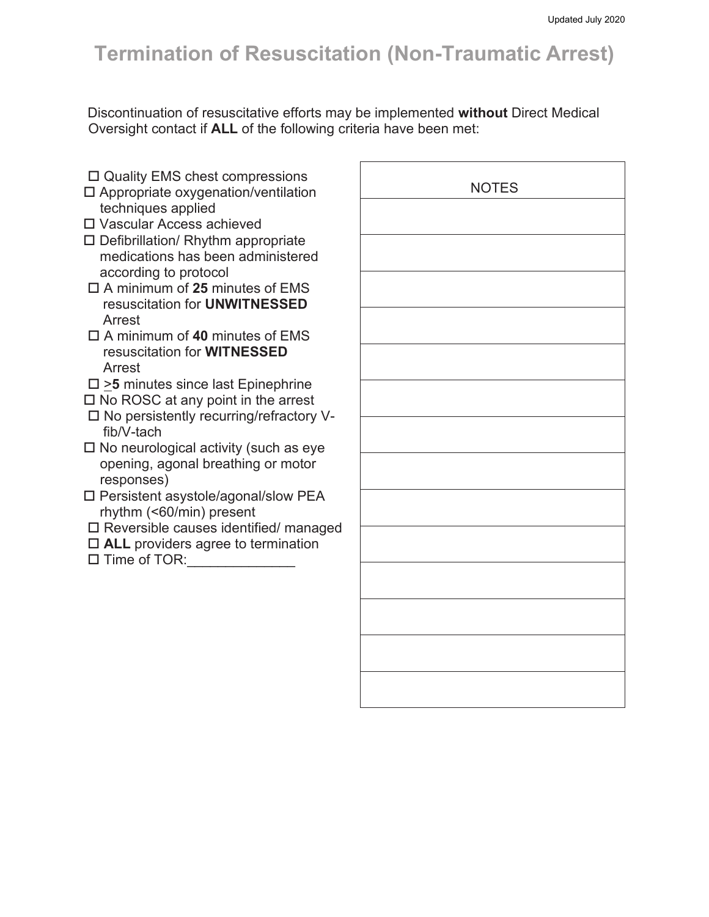Updated July 2020

# Termination of Resuscitation (Non-Traumatic Arrest)

Discontinuation of resuscitative efforts may be implemented **without** Direct Medical Oversight contact if **ALL** of the following criteria have been met:

- ☐ Quality EMS chest compressions
- ☐ Appropriate oxygenation/ventilation techniques applied
- ☐ Vascular Access achieved
- ☐ Defibrillation/ Rhythm appropriate medications has been administered according to protocol
- ☐ A minimum of **25** minutes of EMS resuscitation for **UNWITNESSED** Arrest
- ☐ A minimum of **40** minutes of EMS resuscitation for **WITNESSED** Arrest
- ☐ ≥**5** minutes since last Epinephrine
- ☐ No ROSC at any point in the arrest
- ☐ No persistently recurring/refractory V-fib/V-tach
- ☐ No neurological activity (such as eye opening, agonal breathing or motor responses)
- ☐ Persistent asystole/agonal/slow PEA rhythm (<60/min) present
- ☐ Reversible causes identified/ managed
- ☐ **ALL** providers agree to termination
- ☐ Time of TOR:______________

| NOTES |
|---|
| |
| |
| |
| |
| |
| |
| |
| |
| |
| |
| |
| |
| |
| |